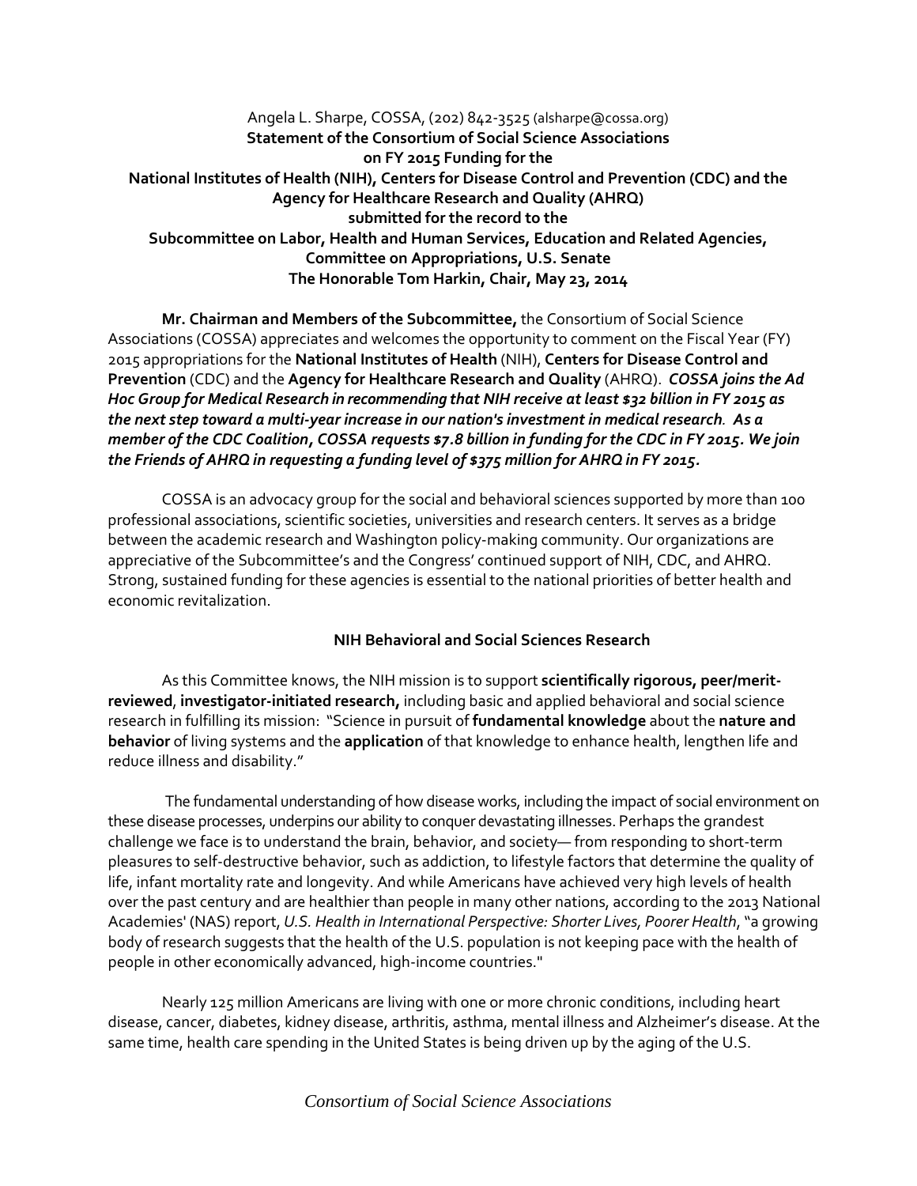Angela L. Sharpe, COSSA, (202) 842-3525 (alsharpe@cossa.org)

**Statement of the Consortium of Social Science Associations**
**on FY 2015 Funding for the**
**National Institutes of Health (NIH), Centers for Disease Control and Prevention (CDC) and the Agency for Healthcare Research and Quality (AHRQ)**
**submitted for the record to the**
**Subcommittee on Labor, Health and Human Services, Education and Related Agencies, Committee on Appropriations, U.S. Senate**
**The Honorable Tom Harkin, Chair, May 23, 2014**

**Mr. Chairman and Members of the Subcommittee,** the Consortium of Social Science Associations (COSSA) appreciates and welcomes the opportunity to comment on the Fiscal Year (FY) 2015 appropriations for the **National Institutes of Health** (NIH), **Centers for Disease Control and Prevention** (CDC) and the **Agency for Healthcare Research and Quality** (AHRQ). ***COSSA joins the Ad Hoc Group for Medical Research in recommending that NIH receive at least $32 billion in FY 2015 as the next step toward a multi-year increase in our nation's investment in medical research. As a member of the CDC Coalition, COSSA requests $7.8 billion in funding for the CDC in FY 2015. We join the Friends of AHRQ in requesting a funding level of $375 million for AHRQ in FY 2015.***

COSSA is an advocacy group for the social and behavioral sciences supported by more than 100 professional associations, scientific societies, universities and research centers. It serves as a bridge between the academic research and Washington policy-making community. Our organizations are appreciative of the Subcommittee's and the Congress' continued support of NIH, CDC, and AHRQ. Strong, sustained funding for these agencies is essential to the national priorities of better health and economic revitalization.

## NIH Behavioral and Social Sciences Research

As this Committee knows, the NIH mission is to support **scientifically rigorous, peer/merit-reviewed**, **investigator-initiated research,** including basic and applied behavioral and social science research in fulfilling its mission: "Science in pursuit of **fundamental knowledge** about the **nature and behavior** of living systems and the **application** of that knowledge to enhance health, lengthen life and reduce illness and disability."

The fundamental understanding of how disease works, including the impact of social environment on these disease processes, underpins our ability to conquer devastating illnesses. Perhaps the grandest challenge we face is to understand the brain, behavior, and society— from responding to short-term pleasures to self-destructive behavior, such as addiction, to lifestyle factors that determine the quality of life, infant mortality rate and longevity. And while Americans have achieved very high levels of health over the past century and are healthier than people in many other nations, according to the 2013 National Academies' (NAS) report, *U.S. Health in International Perspective: Shorter Lives, Poorer Health*, "a growing body of research suggests that the health of the U.S. population is not keeping pace with the health of people in other economically advanced, high-income countries."

Nearly 125 million Americans are living with one or more chronic conditions, including heart disease, cancer, diabetes, kidney disease, arthritis, asthma, mental illness and Alzheimer's disease. At the same time, health care spending in the United States is being driven up by the aging of the U.S.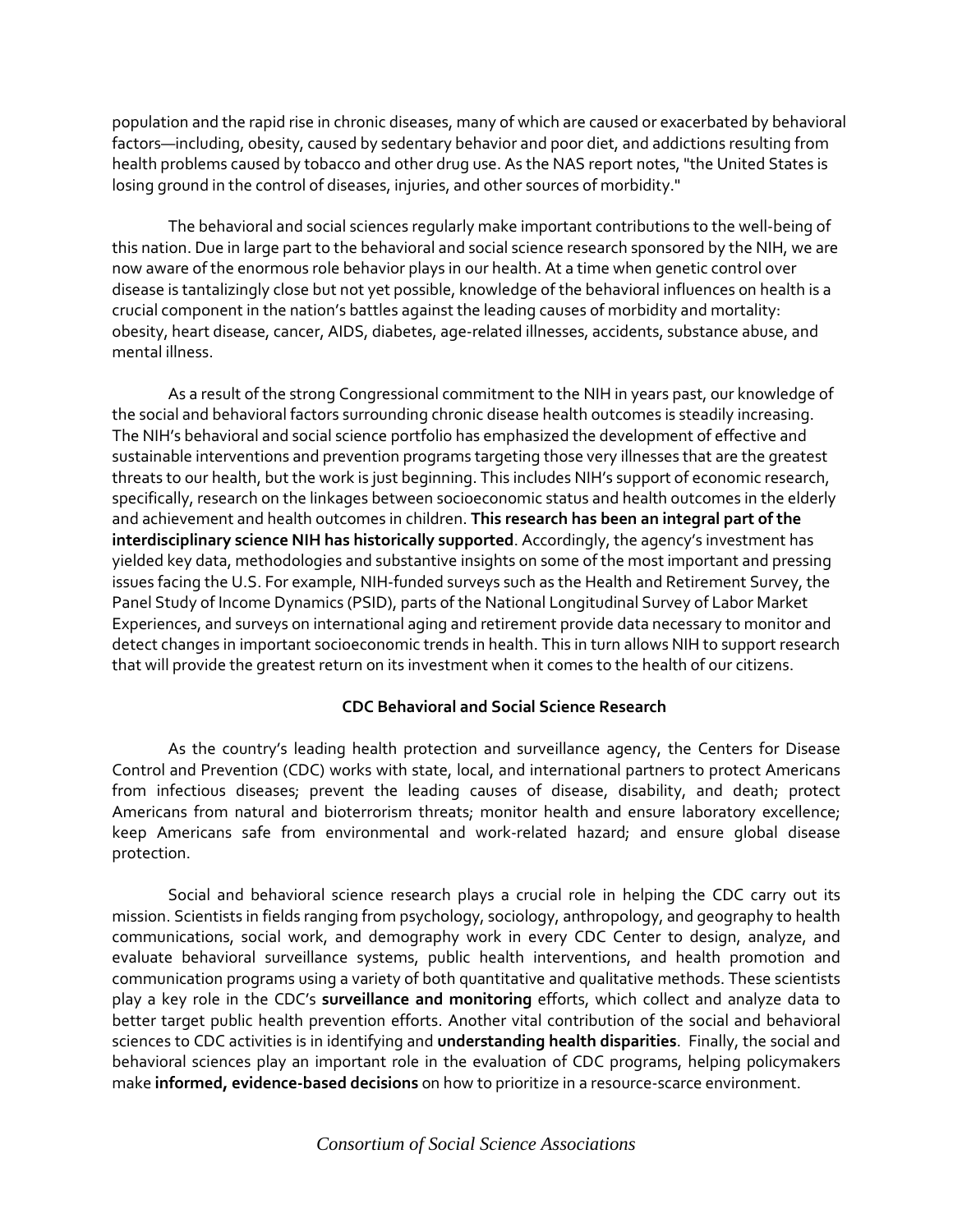population and the rapid rise in chronic diseases, many of which are caused or exacerbated by behavioral factors—including, obesity, caused by sedentary behavior and poor diet, and addictions resulting from health problems caused by tobacco and other drug use. As the NAS report notes, "the United States is losing ground in the control of diseases, injuries, and other sources of morbidity."

The behavioral and social sciences regularly make important contributions to the well-being of this nation. Due in large part to the behavioral and social science research sponsored by the NIH, we are now aware of the enormous role behavior plays in our health. At a time when genetic control over disease is tantalizingly close but not yet possible, knowledge of the behavioral influences on health is a crucial component in the nation's battles against the leading causes of morbidity and mortality: obesity, heart disease, cancer, AIDS, diabetes, age-related illnesses, accidents, substance abuse, and mental illness.

As a result of the strong Congressional commitment to the NIH in years past, our knowledge of the social and behavioral factors surrounding chronic disease health outcomes is steadily increasing. The NIH's behavioral and social science portfolio has emphasized the development of effective and sustainable interventions and prevention programs targeting those very illnesses that are the greatest threats to our health, but the work is just beginning. This includes NIH's support of economic research, specifically, research on the linkages between socioeconomic status and health outcomes in the elderly and achievement and health outcomes in children. **This research has been an integral part of the interdisciplinary science NIH has historically supported**. Accordingly, the agency's investment has yielded key data, methodologies and substantive insights on some of the most important and pressing issues facing the U.S. For example, NIH-funded surveys such as the Health and Retirement Survey, the Panel Study of Income Dynamics (PSID), parts of the National Longitudinal Survey of Labor Market Experiences, and surveys on international aging and retirement provide data necessary to monitor and detect changes in important socioeconomic trends in health. This in turn allows NIH to support research that will provide the greatest return on its investment when it comes to the health of our citizens.

## CDC Behavioral and Social Science Research

As the country's leading health protection and surveillance agency, the Centers for Disease Control and Prevention (CDC) works with state, local, and international partners to protect Americans from infectious diseases; prevent the leading causes of disease, disability, and death; protect Americans from natural and bioterrorism threats; monitor health and ensure laboratory excellence; keep Americans safe from environmental and work-related hazard; and ensure global disease protection.

Social and behavioral science research plays a crucial role in helping the CDC carry out its mission. Scientists in fields ranging from psychology, sociology, anthropology, and geography to health communications, social work, and demography work in every CDC Center to design, analyze, and evaluate behavioral surveillance systems, public health interventions, and health promotion and communication programs using a variety of both quantitative and qualitative methods. These scientists play a key role in the CDC's **surveillance and monitoring** efforts, which collect and analyze data to better target public health prevention efforts. Another vital contribution of the social and behavioral sciences to CDC activities is in identifying and **understanding health disparities**. Finally, the social and behavioral sciences play an important role in the evaluation of CDC programs, helping policymakers make **informed, evidence-based decisions** on how to prioritize in a resource-scarce environment.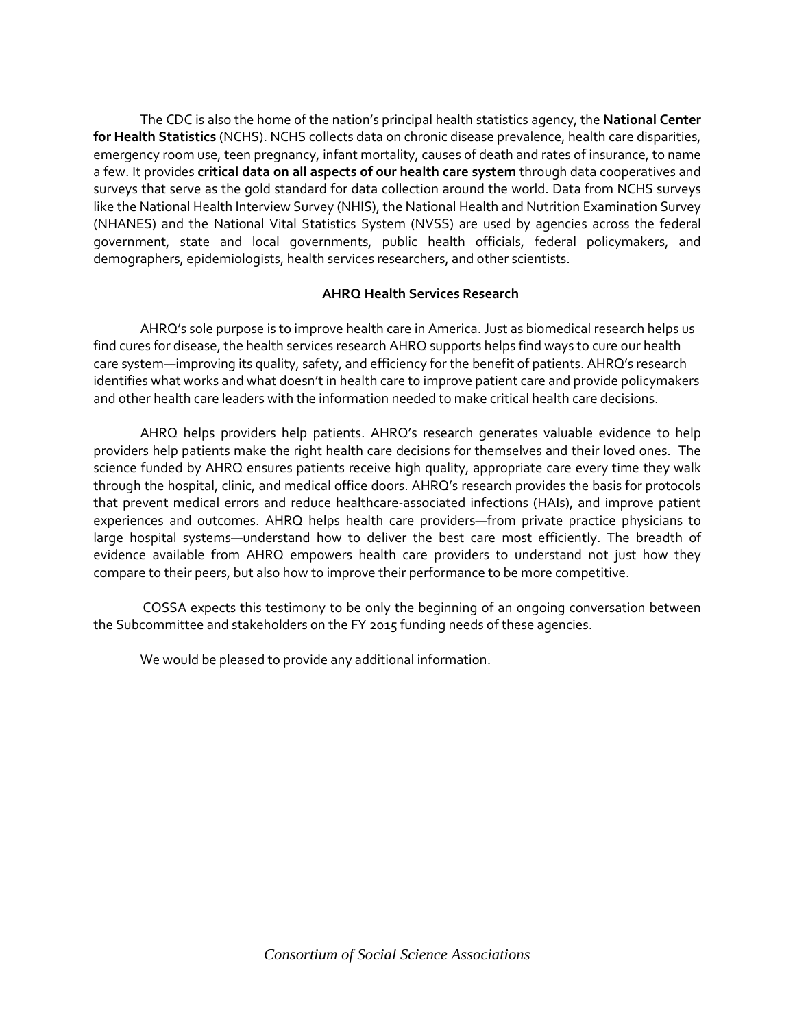The CDC is also the home of the nation's principal health statistics agency, the **National Center for Health Statistics** (NCHS). NCHS collects data on chronic disease prevalence, health care disparities, emergency room use, teen pregnancy, infant mortality, causes of death and rates of insurance, to name a few. It provides **critical data on all aspects of our health care system** through data cooperatives and surveys that serve as the gold standard for data collection around the world. Data from NCHS surveys like the National Health Interview Survey (NHIS), the National Health and Nutrition Examination Survey (NHANES) and the National Vital Statistics System (NVSS) are used by agencies across the federal government, state and local governments, public health officials, federal policymakers, and demographers, epidemiologists, health services researchers, and other scientists.

**AHRQ Health Services Research**

AHRQ's sole purpose is to improve health care in America. Just as biomedical research helps us find cures for disease, the health services research AHRQ supports helps find ways to cure our health care system—improving its quality, safety, and efficiency for the benefit of patients. AHRQ's research identifies what works and what doesn't in health care to improve patient care and provide policymakers and other health care leaders with the information needed to make critical health care decisions.

AHRQ helps providers help patients. AHRQ's research generates valuable evidence to help providers help patients make the right health care decisions for themselves and their loved ones. The science funded by AHRQ ensures patients receive high quality, appropriate care every time they walk through the hospital, clinic, and medical office doors. AHRQ's research provides the basis for protocols that prevent medical errors and reduce healthcare-associated infections (HAIs), and improve patient experiences and outcomes. AHRQ helps health care providers—from private practice physicians to large hospital systems—understand how to deliver the best care most efficiently. The breadth of evidence available from AHRQ empowers health care providers to understand not just how they compare to their peers, but also how to improve their performance to be more competitive.

COSSA expects this testimony to be only the beginning of an ongoing conversation between the Subcommittee and stakeholders on the FY 2015 funding needs of these agencies.

We would be pleased to provide any additional information.